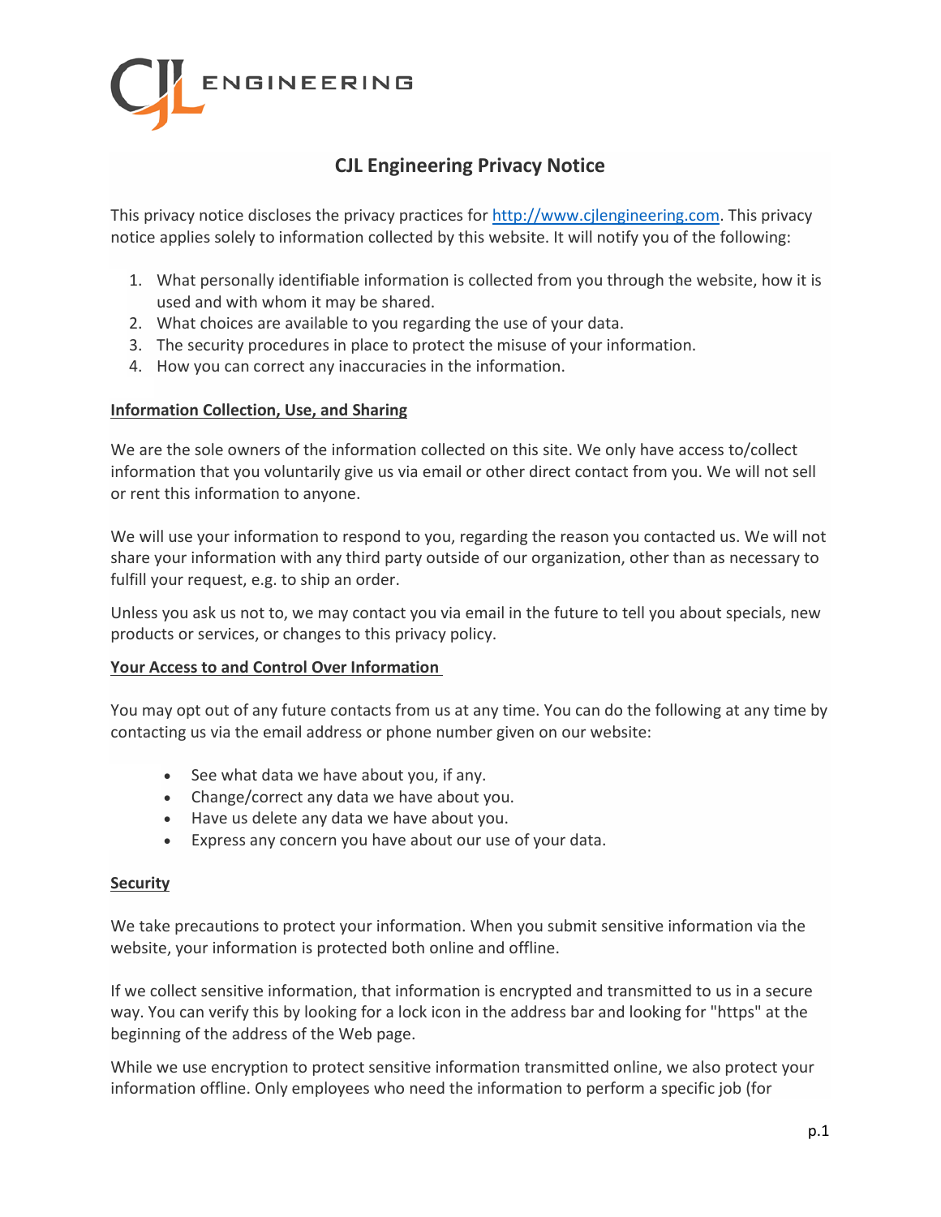CJL ENGINEERING

# CJL Engineering Privacy Notice

This privacy notice discloses the privacy practices for [http://www.cjlengineering.com](http://www.cjlengineering.com). This privacy notice applies solely to information collected by this website. It will notify you of the following:

1. What personally identifiable information is collected from you through the website, how it is used and with whom it may be shared.
2. What choices are available to you regarding the use of your data.
3. The security procedures in place to protect the misuse of your information.
4. How you can correct any inaccuracies in the information.

## Information Collection, Use, and Sharing

We are the sole owners of the information collected on this site. We only have access to/collect information that you voluntarily give us via email or other direct contact from you. We will not sell or rent this information to anyone.

We will use your information to respond to you, regarding the reason you contacted us. We will not share your information with any third party outside of our organization, other than as necessary to fulfill your request, e.g. to ship an order.

Unless you ask us not to, we may contact you via email in the future to tell you about specials, new products or services, or changes to this privacy policy.

## Your Access to and Control Over Information

You may opt out of any future contacts from us at any time. You can do the following at any time by contacting us via the email address or phone number given on our website:

- See what data we have about you, if any.
- Change/correct any data we have about you.
- Have us delete any data we have about you.
- Express any concern you have about our use of your data.

## Security

We take precautions to protect your information. When you submit sensitive information via the website, your information is protected both online and offline.

If we collect sensitive information, that information is encrypted and transmitted to us in a secure way. You can verify this by looking for a lock icon in the address bar and looking for "https" at the beginning of the address of the Web page.

While we use encryption to protect sensitive information transmitted online, we also protect your information offline. Only employees who need the information to perform a specific job (for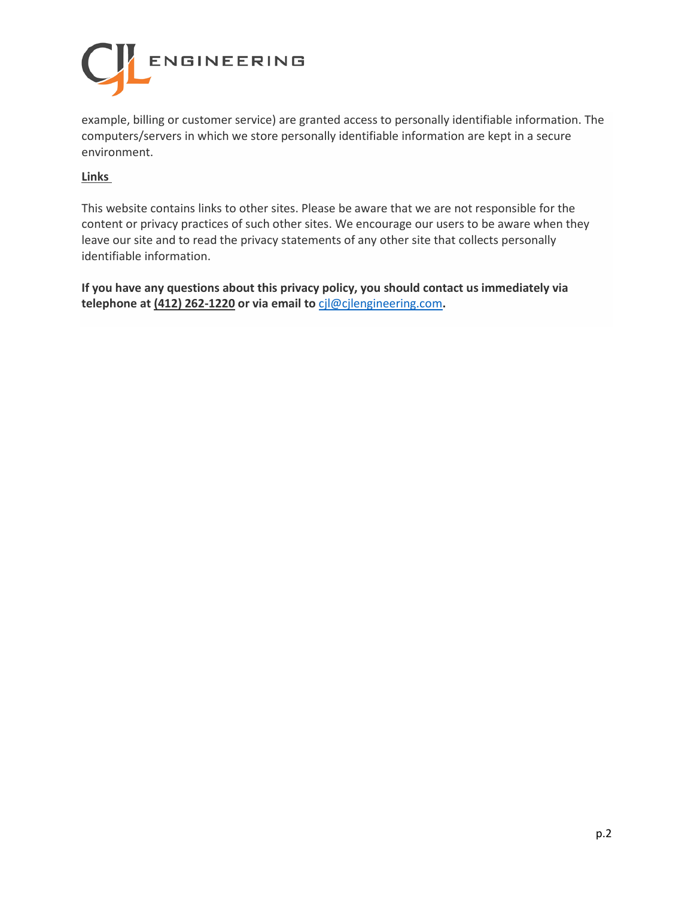example, billing or customer service) are granted access to personally identifiable information. The computers/servers in which we store personally identifiable information are kept in a secure environment.

**Links**

This website contains links to other sites. Please be aware that we are not responsible for the content or privacy practices of such other sites. We encourage our users to be aware when they leave our site and to read the privacy statements of any other site that collects personally identifiable information.

**If you have any questions about this privacy policy, you should contact us immediately via telephone at (412) 262-1220 or via email to cjl@cjlengineering.com.**